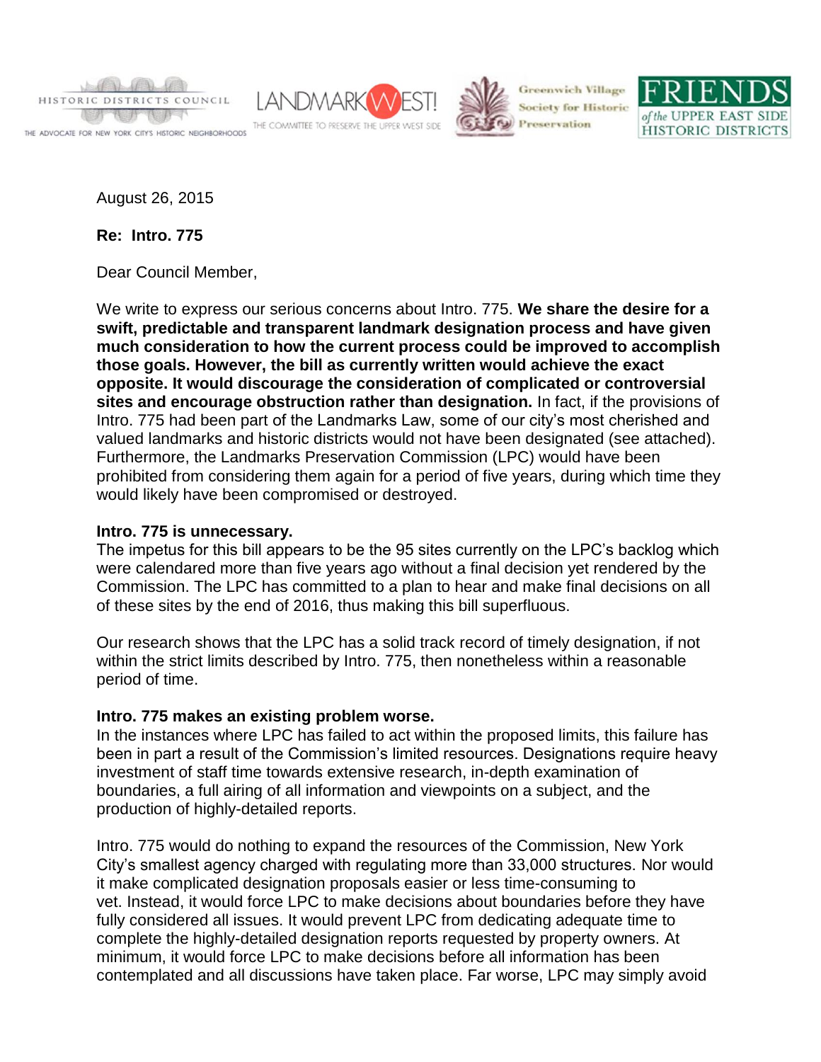HISTORIC DISTRICTS COUNCIL
THE ADVOCATE FOR NEW YORK CITY'S HISTORIC NEIGHBORHOODS

LANDMARK WEST!
THE COMMITTEE TO PRESERVE THE UPPER WEST SIDE

Greenwich Village Society for Historic Preservation

FRIENDS of the UPPER EAST SIDE HISTORIC DISTRICTS

August 26, 2015

**Re: Intro. 775**

Dear Council Member,

We write to express our serious concerns about Intro. 775. **We share the desire for a swift, predictable and transparent landmark designation process and have given much consideration to how the current process could be improved to accomplish those goals. However, the bill as currently written would achieve the exact opposite. It would discourage the consideration of complicated or controversial sites and encourage obstruction rather than designation.** In fact, if the provisions of Intro. 775 had been part of the Landmarks Law, some of our city's most cherished and valued landmarks and historic districts would not have been designated (see attached). Furthermore, the Landmarks Preservation Commission (LPC) would have been prohibited from considering them again for a period of five years, during which time they would likely have been compromised or destroyed.

**Intro. 775 is unnecessary.**
The impetus for this bill appears to be the 95 sites currently on the LPC's backlog which were calendared more than five years ago without a final decision yet rendered by the Commission. The LPC has committed to a plan to hear and make final decisions on all of these sites by the end of 2016, thus making this bill superfluous.

Our research shows that the LPC has a solid track record of timely designation, if not within the strict limits described by Intro. 775, then nonetheless within a reasonable period of time.

**Intro. 775 makes an existing problem worse.**
In the instances where LPC has failed to act within the proposed limits, this failure has been in part a result of the Commission's limited resources. Designations require heavy investment of staff time towards extensive research, in-depth examination of boundaries, a full airing of all information and viewpoints on a subject, and the production of highly-detailed reports.

Intro. 775 would do nothing to expand the resources of the Commission, New York City's smallest agency charged with regulating more than 33,000 structures. Nor would it make complicated designation proposals easier or less time-consuming to vet. Instead, it would force LPC to make decisions about boundaries before they have fully considered all issues. It would prevent LPC from dedicating adequate time to complete the highly-detailed designation reports requested by property owners. At minimum, it would force LPC to make decisions before all information has been contemplated and all discussions have taken place. Far worse, LPC may simply avoid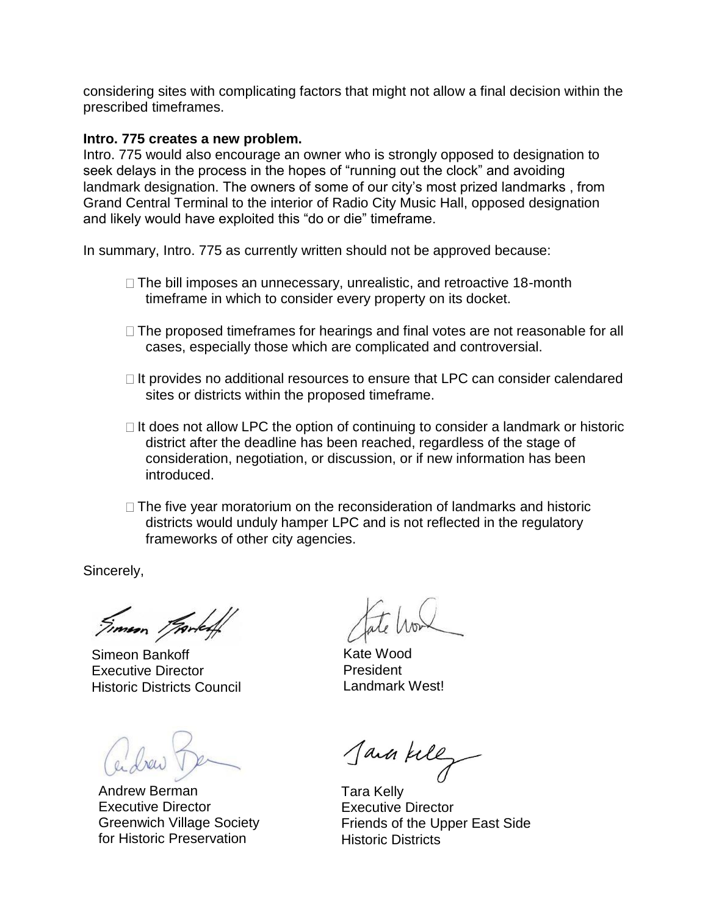considering sites with complicating factors that might not allow a final decision within the prescribed timeframes.

**Intro. 775 creates a new problem.**

Intro. 775 would also encourage an owner who is strongly opposed to designation to seek delays in the process in the hopes of "running out the clock" and avoiding landmark designation. The owners of some of our city's most prized landmarks , from Grand Central Terminal to the interior of Radio City Music Hall, opposed designation and likely would have exploited this "do or die" timeframe.

In summary, Intro. 775 as currently written should not be approved because:

- The bill imposes an unnecessary, unrealistic, and retroactive 18-month timeframe in which to consider every property on its docket.
- The proposed timeframes for hearings and final votes are not reasonable for all cases, especially those which are complicated and controversial.
- It provides no additional resources to ensure that LPC can consider calendared sites or districts within the proposed timeframe.
- It does not allow LPC the option of continuing to consider a landmark or historic district after the deadline has been reached, regardless of the stage of consideration, negotiation, or discussion, or if new information has been introduced.
- The five year moratorium on the reconsideration of landmarks and historic districts would unduly hamper LPC and is not reflected in the regulatory frameworks of other city agencies.

Sincerely,

Simeon Bankoff
Executive Director
Historic Districts Council

Kate Wood
President
Landmark West!

Andrew Berman
Executive Director
Greenwich Village Society
for Historic Preservation

Tara Kelly
Executive Director
Friends of the Upper East Side
Historic Districts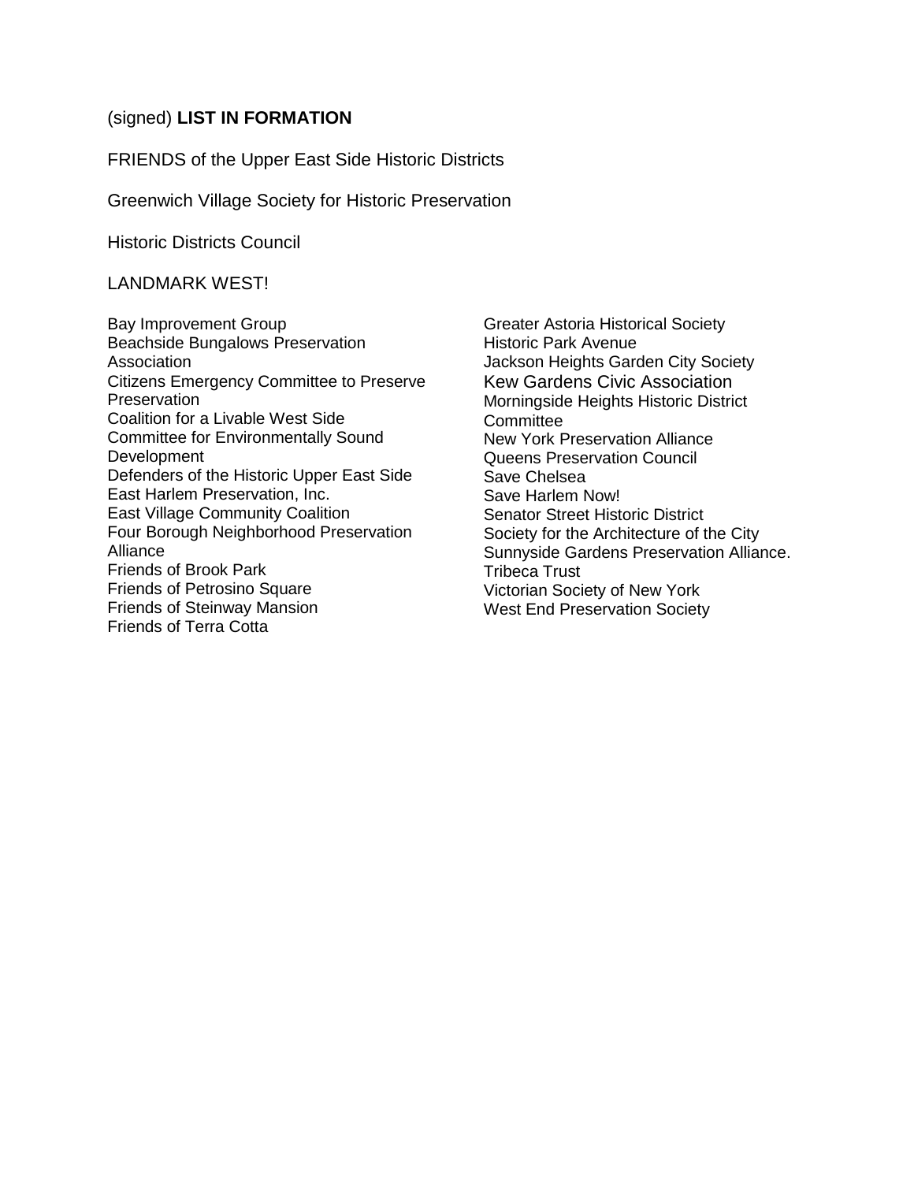(signed) **LIST IN FORMATION**

FRIENDS of the Upper East Side Historic Districts

Greenwich Village Society for Historic Preservation

Historic Districts Council

LANDMARK WEST!

Bay Improvement Group
Beachside Bungalows Preservation Association
Citizens Emergency Committee to Preserve Preservation
Coalition for a Livable West Side
Committee for Environmentally Sound Development
Defenders of the Historic Upper East Side
East Harlem Preservation, Inc.
East Village Community Coalition
Four Borough Neighborhood Preservation Alliance
Friends of Brook Park
Friends of Petrosino Square
Friends of Steinway Mansion
Friends of Terra Cotta
Greater Astoria Historical Society
Historic Park Avenue
Jackson Heights Garden City Society
Kew Gardens Civic Association
Morningside Heights Historic District Committee
New York Preservation Alliance
Queens Preservation Council
Save Chelsea
Save Harlem Now!
Senator Street Historic District
Society for the Architecture of the City
Sunnyside Gardens Preservation Alliance.
Tribeca Trust
Victorian Society of New York
West End Preservation Society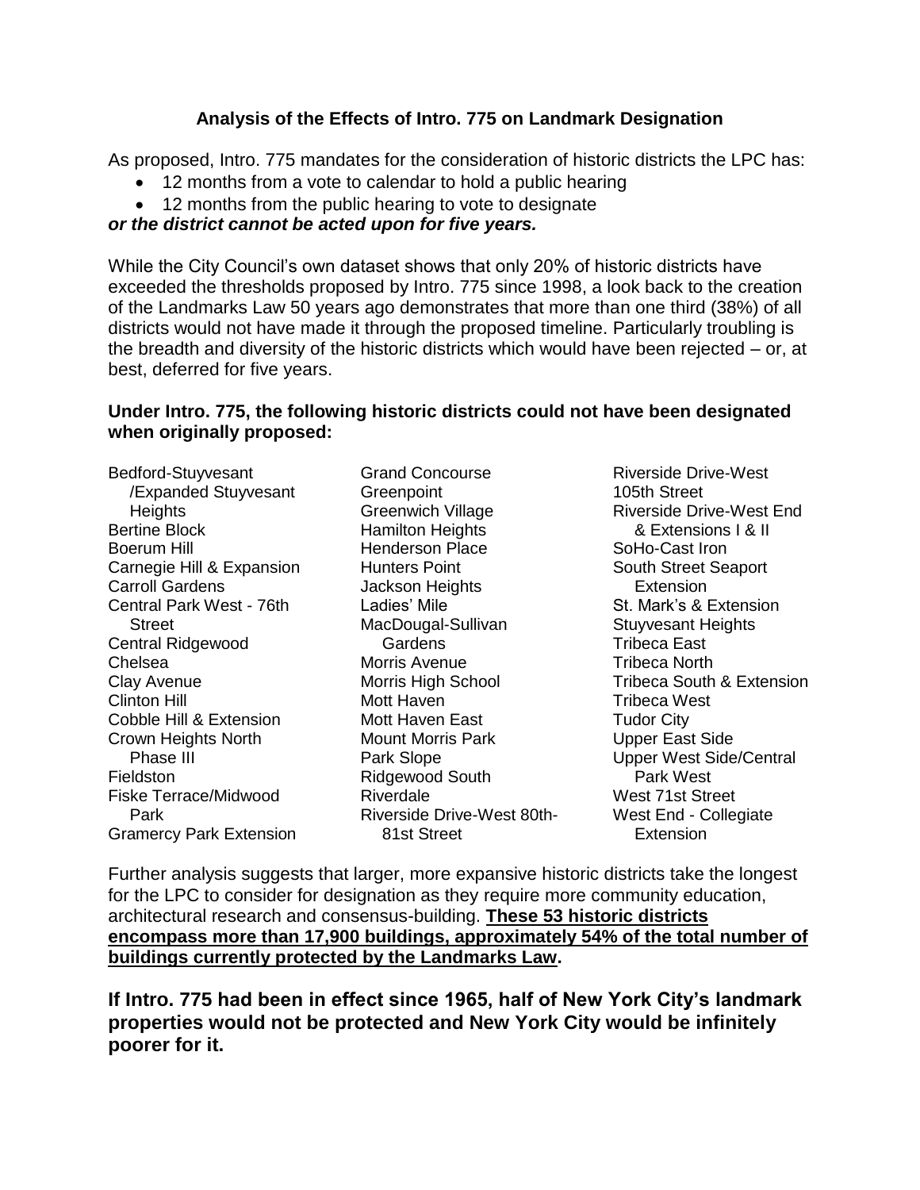**Analysis of the Effects of Intro. 775 on Landmark Designation**

As proposed, Intro. 775 mandates for the consideration of historic districts the LPC has:

- 12 months from a vote to calendar to hold a public hearing
- 12 months from the public hearing to vote to designate

***or the district cannot be acted upon for five years.***

While the City Council's own dataset shows that only 20% of historic districts have exceeded the thresholds proposed by Intro. 775 since 1998, a look back to the creation of the Landmarks Law 50 years ago demonstrates that more than one third (38%) of all districts would not have made it through the proposed timeline. Particularly troubling is the breadth and diversity of the historic districts which would have been rejected – or, at best, deferred for five years.

**Under Intro. 775, the following historic districts could not have been designated when originally proposed:**

- Bedford-Stuyvesant/Expanded Stuyvesant Heights
- Bertine Block
- Boerum Hill
- Carnegie Hill & Expansion
- Carroll Gardens
- Central Park West - 76th Street
- Central Ridgewood
- Chelsea
- Clay Avenue
- Clinton Hill
- Cobble Hill & Extension
- Crown Heights North Phase III
- Fieldston
- Fiske Terrace/Midwood Park
- Gramercy Park Extension
- Grand Concourse
- Greenpoint
- Greenwich Village
- Hamilton Heights
- Henderson Place
- Hunters Point
- Jackson Heights
- Ladies' Mile
- MacDougal-Sullivan Gardens
- Morris Avenue
- Morris High School
- Mott Haven
- Mott Haven East
- Mount Morris Park
- Park Slope
- Ridgewood South
- Riverdale
- Riverside Drive-West 80th-81st Street
- Riverside Drive-West 105th Street
- Riverside Drive-West End & Extensions I & II
- SoHo-Cast Iron
- South Street Seaport Extension
- St. Mark's & Extension
- Stuyvesant Heights
- Tribeca East
- Tribeca North
- Tribeca South & Extension
- Tribeca West
- Tudor City
- Upper East Side
- Upper West Side/Central Park West
- West 71st Street
- West End - Collegiate Extension

Further analysis suggests that larger, more expansive historic districts take the longest for the LPC to consider for designation as they require more community education, architectural research and consensus-building. **These 53 historic districts encompass more than 17,900 buildings, approximately 54% of the total number of buildings currently protected by the Landmarks Law.**

**If Intro. 775 had been in effect since 1965, half of New York City's landmark properties would not be protected and New York City would be infinitely poorer for it.**